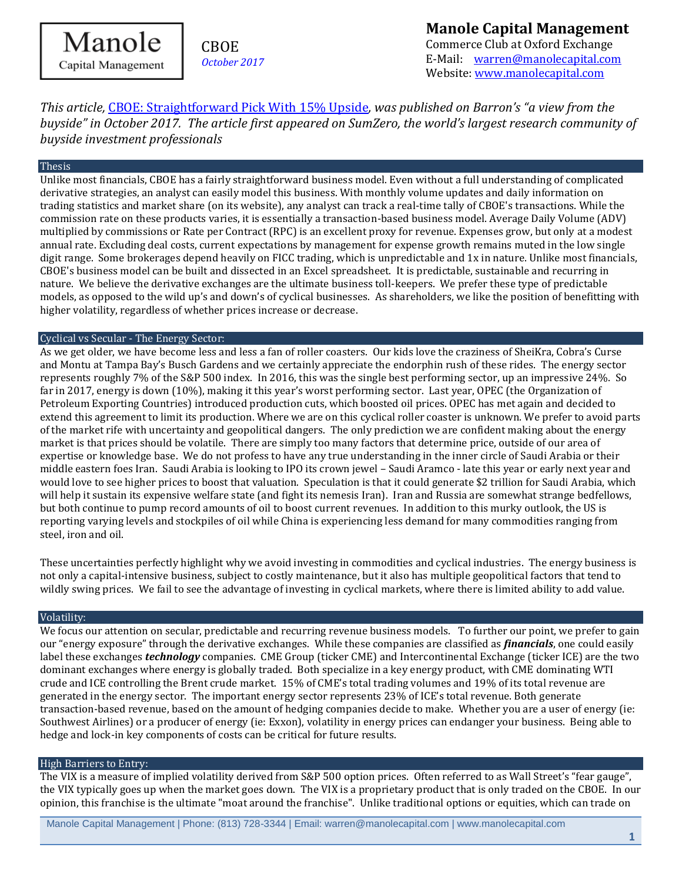**Manole Capital Management**

CBOE
*October 2017*

**Manole Capital Management**
Commerce Club at Oxford Exchange
E-Mail: warren@manolecapital.com
Website: www.manolecapital.com

*This article,* CBOE: Straightforward Pick With 15% Upside*, was published on Barron's "a view from the buyside" in October 2017. The article first appeared on SumZero, the world's largest research community of buyside investment professionals*

## Thesis

Unlike most financials, CBOE has a fairly straightforward business model. Even without a full understanding of complicated derivative strategies, an analyst can easily model this business. With monthly volume updates and daily information on trading statistics and market share (on its website), any analyst can track a real-time tally of CBOE's transactions. While the commission rate on these products varies, it is essentially a transaction-based business model. Average Daily Volume (ADV) multiplied by commissions or Rate per Contract (RPC) is an excellent proxy for revenue. Expenses grow, but only at a modest annual rate. Excluding deal costs, current expectations by management for expense growth remains muted in the low single digit range. Some brokerages depend heavily on FICC trading, which is unpredictable and 1x in nature. Unlike most financials, CBOE's business model can be built and dissected in an Excel spreadsheet. It is predictable, sustainable and recurring in nature. We believe the derivative exchanges are the ultimate business toll-keepers. We prefer these type of predictable models, as opposed to the wild up's and down's of cyclical businesses. As shareholders, we like the position of benefitting with higher volatility, regardless of whether prices increase or decrease.

## Cyclical vs Secular - The Energy Sector:

As we get older, we have become less and less a fan of roller coasters. Our kids love the craziness of SheiKra, Cobra's Curse and Montu at Tampa Bay's Busch Gardens and we certainly appreciate the endorphin rush of these rides. The energy sector represents roughly 7% of the S&P 500 index. In 2016, this was the single best performing sector, up an impressive 24%. So far in 2017, energy is down (10%), making it this year's worst performing sector. Last year, OPEC (the Organization of Petroleum Exporting Countries) introduced production cuts, which boosted oil prices. OPEC has met again and decided to extend this agreement to limit its production. Where we are on this cyclical roller coaster is unknown. We prefer to avoid parts of the market rife with uncertainty and geopolitical dangers. The only prediction we are confident making about the energy market is that prices should be volatile. There are simply too many factors that determine price, outside of our area of expertise or knowledge base. We do not profess to have any true understanding in the inner circle of Saudi Arabia or their middle eastern foes Iran. Saudi Arabia is looking to IPO its crown jewel – Saudi Aramco - late this year or early next year and would love to see higher prices to boost that valuation. Speculation is that it could generate $2 trillion for Saudi Arabia, which will help it sustain its expensive welfare state (and fight its nemesis Iran). Iran and Russia are somewhat strange bedfellows, but both continue to pump record amounts of oil to boost current revenues. In addition to this murky outlook, the US is reporting varying levels and stockpiles of oil while China is experiencing less demand for many commodities ranging from steel, iron and oil.

These uncertainties perfectly highlight why we avoid investing in commodities and cyclical industries. The energy business is not only a capital-intensive business, subject to costly maintenance, but it also has multiple geopolitical factors that tend to wildly swing prices. We fail to see the advantage of investing in cyclical markets, where there is limited ability to add value.

## Volatility:

We focus our attention on secular, predictable and recurring revenue business models. To further our point, we prefer to gain our "energy exposure" through the derivative exchanges. While these companies are classified as ***financials***, one could easily label these exchanges ***technology*** companies. CME Group (ticker CME) and Intercontinental Exchange (ticker ICE) are the two dominant exchanges where energy is globally traded. Both specialize in a key energy product, with CME dominating WTI crude and ICE controlling the Brent crude market. 15% of CME's total trading volumes and 19% of its total revenue are generated in the energy sector. The important energy sector represents 23% of ICE's total revenue. Both generate transaction-based revenue, based on the amount of hedging companies decide to make. Whether you are a user of energy (ie: Southwest Airlines) or a producer of energy (ie: Exxon), volatility in energy prices can endanger your business. Being able to hedge and lock-in key components of costs can be critical for future results.

## High Barriers to Entry:

The VIX is a measure of implied volatility derived from S&P 500 option prices. Often referred to as Wall Street's "fear gauge", the VIX typically goes up when the market goes down. The VIX is a proprietary product that is only traded on the CBOE. In our opinion, this franchise is the ultimate "moat around the franchise". Unlike traditional options or equities, which can trade on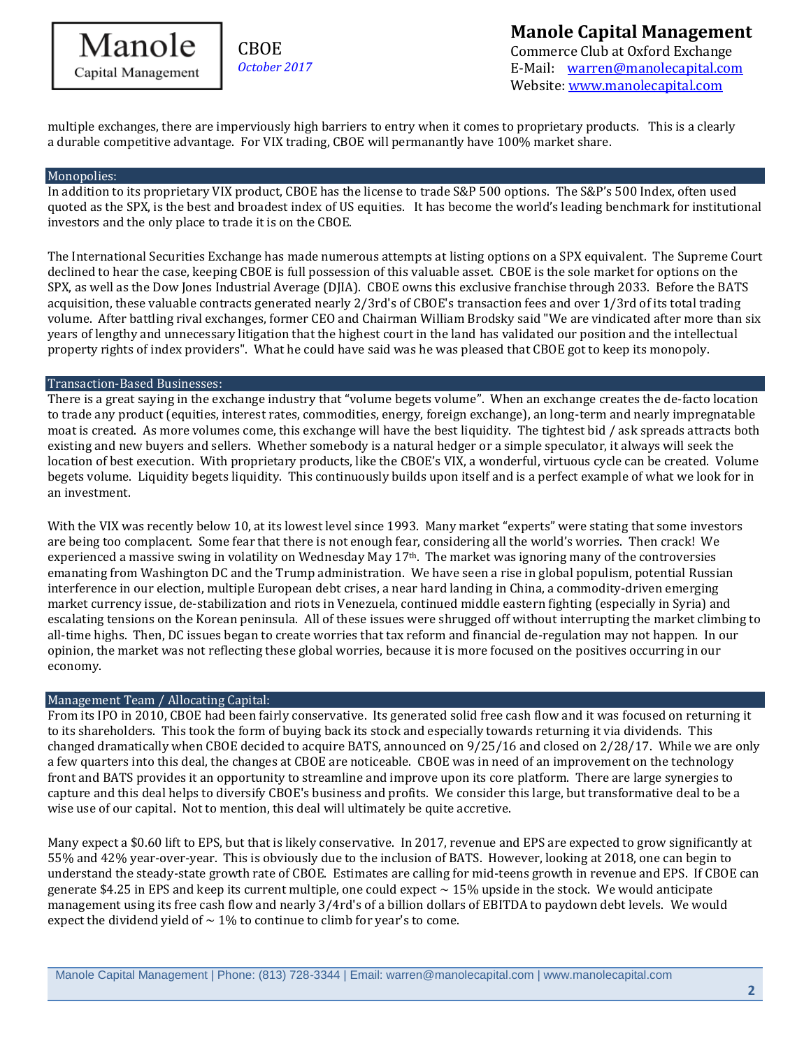multiple exchanges, there are imperviously high barriers to entry when it comes to proprietary products. This is a clearly a durable competitive advantage. For VIX trading, CBOE will permanantly have 100% market share.

## Monopolies:

In addition to its proprietary VIX product, CBOE has the license to trade S&P 500 options. The S&P's 500 Index, often used quoted as the SPX, is the best and broadest index of US equities. It has become the world's leading benchmark for institutional investors and the only place to trade it is on the CBOE.

The International Securities Exchange has made numerous attempts at listing options on a SPX equivalent. The Supreme Court declined to hear the case, keeping CBOE is full possession of this valuable asset. CBOE is the sole market for options on the SPX, as well as the Dow Jones Industrial Average (DJIA). CBOE owns this exclusive franchise through 2033. Before the BATS acquisition, these valuable contracts generated nearly 2/3rd's of CBOE's transaction fees and over 1/3rd of its total trading volume. After battling rival exchanges, former CEO and Chairman William Brodsky said "We are vindicated after more than six years of lengthy and unnecessary litigation that the highest court in the land has validated our position and the intellectual property rights of index providers". What he could have said was he was pleased that CBOE got to keep its monopoly.

## Transaction-Based Businesses:

There is a great saying in the exchange industry that "volume begets volume". When an exchange creates the de-facto location to trade any product (equities, interest rates, commodities, energy, foreign exchange), an long-term and nearly impregnatable moat is created. As more volumes come, this exchange will have the best liquidity. The tightest bid / ask spreads attracts both existing and new buyers and sellers. Whether somebody is a natural hedger or a simple speculator, it always will seek the location of best execution. With proprietary products, like the CBOE's VIX, a wonderful, virtuous cycle can be created. Volume begets volume. Liquidity begets liquidity. This continuously builds upon itself and is a perfect example of what we look for in an investment.

With the VIX was recently below 10, at its lowest level since 1993. Many market "experts" were stating that some investors are being too complacent. Some fear that there is not enough fear, considering all the world's worries. Then crack! We experienced a massive swing in volatility on Wednesday May 17th. The market was ignoring many of the controversies emanating from Washington DC and the Trump administration. We have seen a rise in global populism, potential Russian interference in our election, multiple European debt crises, a near hard landing in China, a commodity-driven emerging market currency issue, de-stabilization and riots in Venezuela, continued middle eastern fighting (especially in Syria) and escalating tensions on the Korean peninsula. All of these issues were shrugged off without interrupting the market climbing to all-time highs. Then, DC issues began to create worries that tax reform and financial de-regulation may not happen. In our opinion, the market was not reflecting these global worries, because it is more focused on the positives occurring in our economy.

## Management Team / Allocating Capital:

From its IPO in 2010, CBOE had been fairly conservative. Its generated solid free cash flow and it was focused on returning it to its shareholders. This took the form of buying back its stock and especially towards returning it via dividends. This changed dramatically when CBOE decided to acquire BATS, announced on 9/25/16 and closed on 2/28/17. While we are only a few quarters into this deal, the changes at CBOE are noticeable. CBOE was in need of an improvement on the technology front and BATS provides it an opportunity to streamline and improve upon its core platform. There are large synergies to capture and this deal helps to diversify CBOE's business and profits. We consider this large, but transformative deal to be a wise use of our capital. Not to mention, this deal will ultimately be quite accretive.

Many expect a $0.60 lift to EPS, but that is likely conservative. In 2017, revenue and EPS are expected to grow significantly at 55% and 42% year-over-year. This is obviously due to the inclusion of BATS. However, looking at 2018, one can begin to understand the steady-state growth rate of CBOE. Estimates are calling for mid-teens growth in revenue and EPS. If CBOE can generate $4.25 in EPS and keep its current multiple, one could expect ~ 15% upside in the stock. We would anticipate management using its free cash flow and nearly 3/4rd's of a billion dollars of EBITDA to paydown debt levels. We would expect the dividend yield of ~ 1% to continue to climb for year's to come.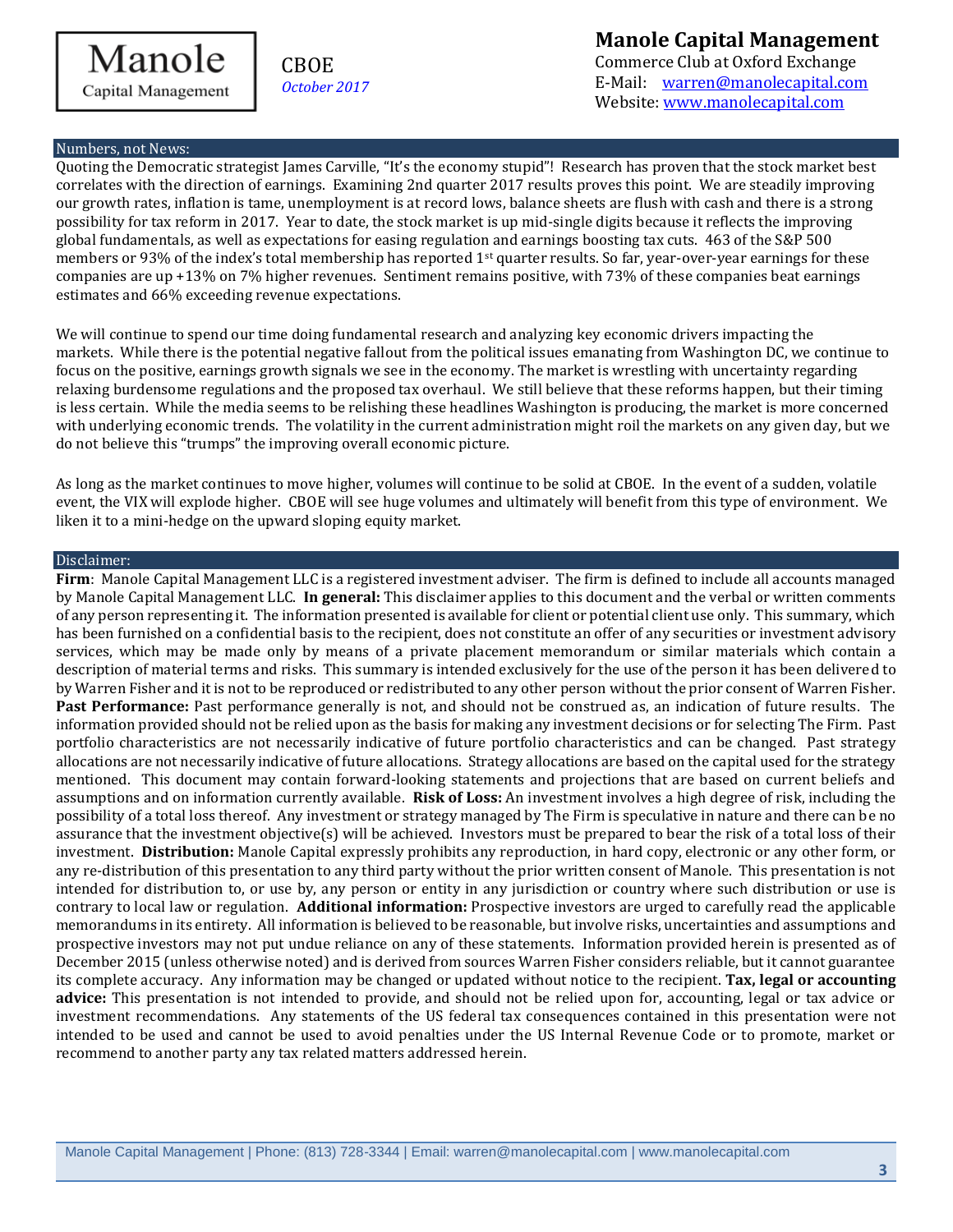Manole Capital Management

CBOE
*October 2017*

## Manole Capital Management

Commerce Club at Oxford Exchange
E-Mail: warren@manolecapital.com
Website: www.manolecapital.com

### Numbers, not News:

Quoting the Democratic strategist James Carville, "It's the economy stupid"! Research has proven that the stock market best correlates with the direction of earnings. Examining 2nd quarter 2017 results proves this point. We are steadily improving our growth rates, inflation is tame, unemployment is at record lows, balance sheets are flush with cash and there is a strong possibility for tax reform in 2017. Year to date, the stock market is up mid-single digits because it reflects the improving global fundamentals, as well as expectations for easing regulation and earnings boosting tax cuts. 463 of the S&P 500 members or 93% of the index's total membership has reported 1st quarter results. So far, year-over-year earnings for these companies are up +13% on 7% higher revenues. Sentiment remains positive, with 73% of these companies beat earnings estimates and 66% exceeding revenue expectations.

We will continue to spend our time doing fundamental research and analyzing key economic drivers impacting the markets. While there is the potential negative fallout from the political issues emanating from Washington DC, we continue to focus on the positive, earnings growth signals we see in the economy. The market is wrestling with uncertainty regarding relaxing burdensome regulations and the proposed tax overhaul. We still believe that these reforms happen, but their timing is less certain. While the media seems to be relishing these headlines Washington is producing, the market is more concerned with underlying economic trends. The volatility in the current administration might roil the markets on any given day, but we do not believe this "trumps" the improving overall economic picture.

As long as the market continues to move higher, volumes will continue to be solid at CBOE. In the event of a sudden, volatile event, the VIX will explode higher. CBOE will see huge volumes and ultimately will benefit from this type of environment. We liken it to a mini-hedge on the upward sloping equity market.

### Disclaimer:

**Firm**: Manole Capital Management LLC is a registered investment adviser. The firm is defined to include all accounts managed by Manole Capital Management LLC. **In general:** This disclaimer applies to this document and the verbal or written comments of any person representing it. The information presented is available for client or potential client use only. This summary, which has been furnished on a confidential basis to the recipient, does not constitute an offer of any securities or investment advisory services, which may be made only by means of a private placement memorandum or similar materials which contain a description of material terms and risks. This summary is intended exclusively for the use of the person it has been delivered to by Warren Fisher and it is not to be reproduced or redistributed to any other person without the prior consent of Warren Fisher. **Past Performance:** Past performance generally is not, and should not be construed as, an indication of future results. The information provided should not be relied upon as the basis for making any investment decisions or for selecting The Firm. Past portfolio characteristics are not necessarily indicative of future portfolio characteristics and can be changed. Past strategy allocations are not necessarily indicative of future allocations. Strategy allocations are based on the capital used for the strategy mentioned. This document may contain forward-looking statements and projections that are based on current beliefs and assumptions and on information currently available. **Risk of Loss:** An investment involves a high degree of risk, including the possibility of a total loss thereof. Any investment or strategy managed by The Firm is speculative in nature and there can be no assurance that the investment objective(s) will be achieved. Investors must be prepared to bear the risk of a total loss of their investment. **Distribution:** Manole Capital expressly prohibits any reproduction, in hard copy, electronic or any other form, or any re-distribution of this presentation to any third party without the prior written consent of Manole. This presentation is not intended for distribution to, or use by, any person or entity in any jurisdiction or country where such distribution or use is contrary to local law or regulation. **Additional information:** Prospective investors are urged to carefully read the applicable memorandums in its entirety. All information is believed to be reasonable, but involve risks, uncertainties and assumptions and prospective investors may not put undue reliance on any of these statements. Information provided herein is presented as of December 2015 (unless otherwise noted) and is derived from sources Warren Fisher considers reliable, but it cannot guarantee its complete accuracy. Any information may be changed or updated without notice to the recipient. **Tax, legal or accounting advice:** This presentation is not intended to provide, and should not be relied upon for, accounting, legal or tax advice or investment recommendations. Any statements of the US federal tax consequences contained in this presentation were not intended to be used and cannot be used to avoid penalties under the US Internal Revenue Code or to promote, market or recommend to another party any tax related matters addressed herein.